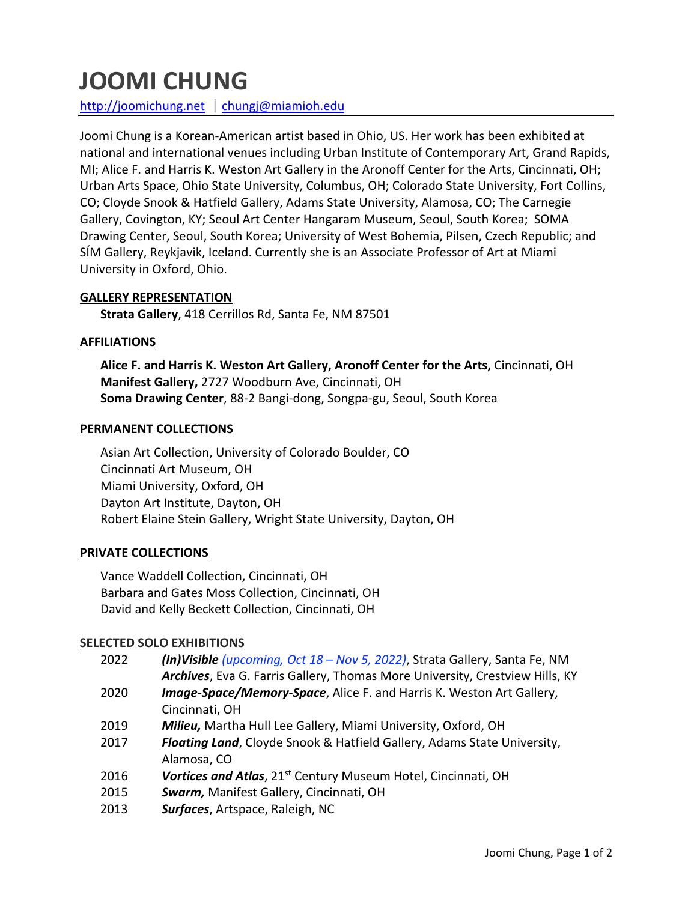# JOOMI CHUNG

http://joomichung.net | chungj@miamioh.edu

Joomi Chung is a Korean-American artist based in Ohio, US. Her work has been exhibited at national and international venues including Urban Institute of Contemporary Art, Grand Rapids, MI; Alice F. and Harris K. Weston Art Gallery in the Aronoff Center for the Arts, Cincinnati, OH; Urban Arts Space, Ohio State University, Columbus, OH; Colorado State University, Fort Collins, CO; Cloyde Snook & Hatfield Gallery, Adams State University, Alamosa, CO; The Carnegie Gallery, Covington, KY; Seoul Art Center Hangaram Museum, Seoul, South Korea; SOMA Drawing Center, Seoul, South Korea; University of West Bohemia, Pilsen, Czech Republic; and SÍM Gallery, Reykjavik, Iceland. Currently she is an Associate Professor of Art at Miami University in Oxford, Ohio.

## GALLERY REPRESENTATION

**Strata Gallery**, 418 Cerrillos Rd, Santa Fe, NM 87501

## AFFILIATIONS

**Alice F. and Harris K. Weston Art Gallery, Aronoff Center for the Arts,** Cincinnati, OH
**Manifest Gallery,** 2727 Woodburn Ave, Cincinnati, OH
**Soma Drawing Center**, 88-2 Bangi-dong, Songpa-gu, Seoul, South Korea

## PERMANENT COLLECTIONS

Asian Art Collection, University of Colorado Boulder, CO
Cincinnati Art Museum, OH
Miami University, Oxford, OH
Dayton Art Institute, Dayton, OH
Robert Elaine Stein Gallery, Wright State University, Dayton, OH

## PRIVATE COLLECTIONS

Vance Waddell Collection, Cincinnati, OH
Barbara and Gates Moss Collection, Cincinnati, OH
David and Kelly Beckett Collection, Cincinnati, OH

## SELECTED SOLO EXHIBITIONS

2022 ***(In)Visible*** *(upcoming, Oct 18 – Nov 5, 2022)*, Strata Gallery, Santa Fe, NM
***Archives***, Eva G. Farris Gallery, Thomas More University, Crestview Hills, KY

2020 ***Image-Space/Memory-Space***, Alice F. and Harris K. Weston Art Gallery, Cincinnati, OH

2019 ***Milieu,*** Martha Hull Lee Gallery, Miami University, Oxford, OH

2017 ***Floating Land***, Cloyde Snook & Hatfield Gallery, Adams State University, Alamosa, CO

2016 ***Vortices and Atlas***, 21st Century Museum Hotel, Cincinnati, OH

2015 ***Swarm,*** Manifest Gallery, Cincinnati, OH

2013 ***Surfaces***, Artspace, Raleigh, NC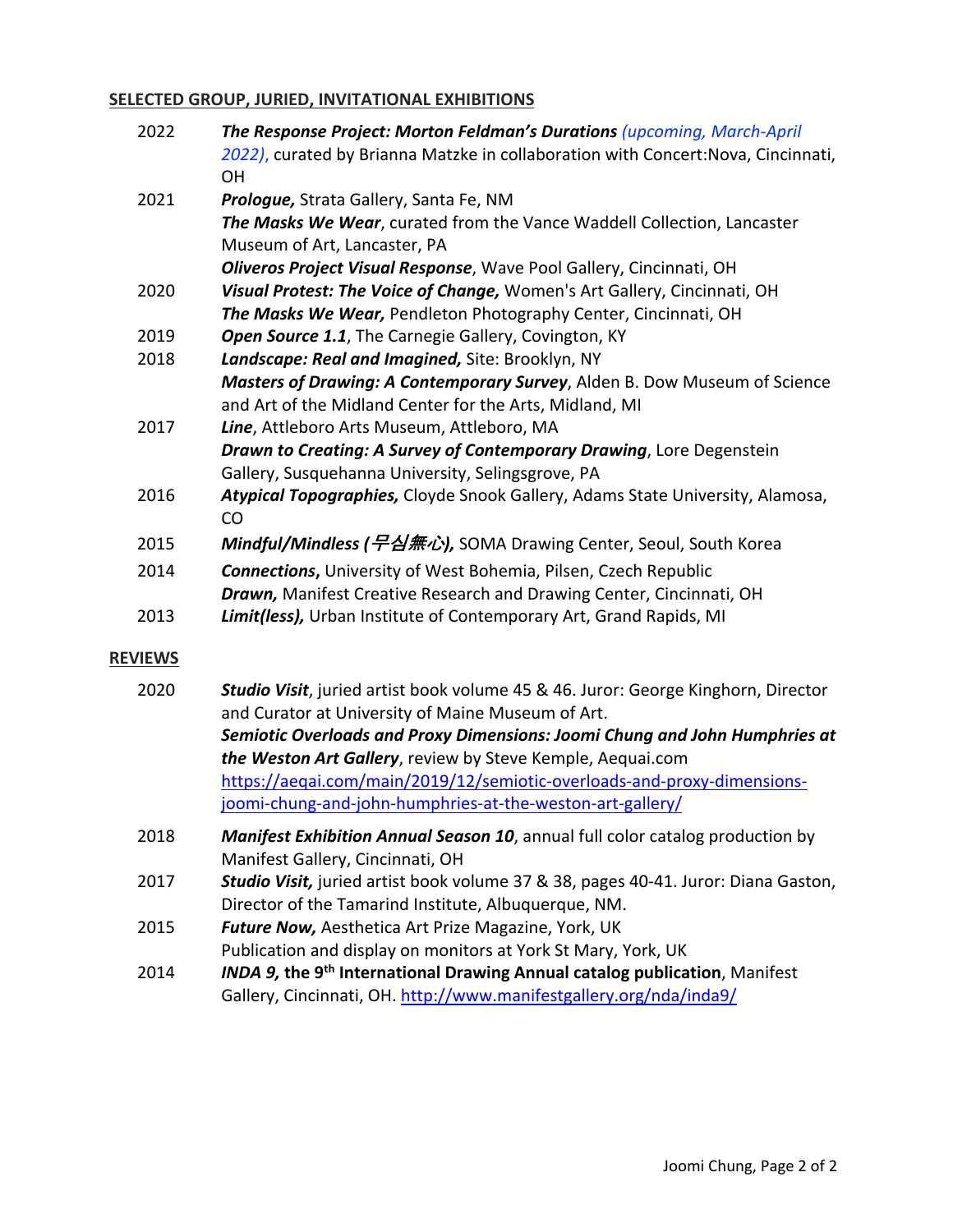## SELECTED GROUP, JURIED, INVITATIONAL EXHIBITIONS

| | |
|---|---|
| 2022 | ***The Response Project: Morton Feldman's Durations*** *(upcoming, March-April 2022)*, curated by Brianna Matzke in collaboration with Concert:Nova, Cincinnati, OH |
| 2021 | ***Prologue,*** Strata Gallery, Santa Fe, NM |
| | ***The Masks We Wear***, curated from the Vance Waddell Collection, Lancaster Museum of Art, Lancaster, PA |
| | ***Oliveros Project Visual Response***, Wave Pool Gallery, Cincinnati, OH |
| 2020 | ***Visual Protest: The Voice of Change,*** Women's Art Gallery, Cincinnati, OH |
| | ***The Masks We Wear,*** Pendleton Photography Center, Cincinnati, OH |
| 2019 | ***Open Source 1.1***, The Carnegie Gallery, Covington, KY |
| 2018 | ***Landscape: Real and Imagined,*** Site: Brooklyn, NY |
| | ***Masters of Drawing: A Contemporary Survey***, Alden B. Dow Museum of Science and Art of the Midland Center for the Arts, Midland, MI |
| 2017 | ***Line***, Attleboro Arts Museum, Attleboro, MA |
| | ***Drawn to Creating: A Survey of Contemporary Drawing***, Lore Degenstein Gallery, Susquehanna University, Selingsgrove, PA |
| 2016 | ***Atypical Topographies,*** Cloyde Snook Gallery, Adams State University, Alamosa, CO |
| 2015 | ***Mindful/Mindless (무심無心),*** SOMA Drawing Center, Seoul, South Korea |
| 2014 | ***Connections*,** University of West Bohemia, Pilsen, Czech Republic |
| | ***Drawn,*** Manifest Creative Research and Drawing Center, Cincinnati, OH |
| 2013 | ***Limit(less),*** Urban Institute of Contemporary Art, Grand Rapids, MI |

## REVIEWS

| | |
|---|---|
| 2020 | ***Studio Visit***, juried artist book volume 45 & 46. Juror: George Kinghorn, Director and Curator at University of Maine Museum of Art. |
| | ***Semiotic Overloads and Proxy Dimensions: Joomi Chung and John Humphries at the Weston Art Gallery***, review by Steve Kemple, Aequai.com https://aeqai.com/main/2019/12/semiotic-overloads-and-proxy-dimensions-joomi-chung-and-john-humphries-at-the-weston-art-gallery/ |
| 2018 | ***Manifest Exhibition Annual Season 10***, annual full color catalog production by Manifest Gallery, Cincinnati, OH |
| 2017 | ***Studio Visit,*** juried artist book volume 37 & 38, pages 40-41. Juror: Diana Gaston, Director of the Tamarind Institute, Albuquerque, NM. |
| 2015 | ***Future Now,*** Aesthetica Art Prize Magazine, York, UK |
| | Publication and display on monitors at York St Mary, York, UK |
| 2014 | ***INDA 9,* the 9th International Drawing Annual catalog publication**, Manifest Gallery, Cincinnati, OH. http://www.manifestgallery.org/nda/inda9/ |